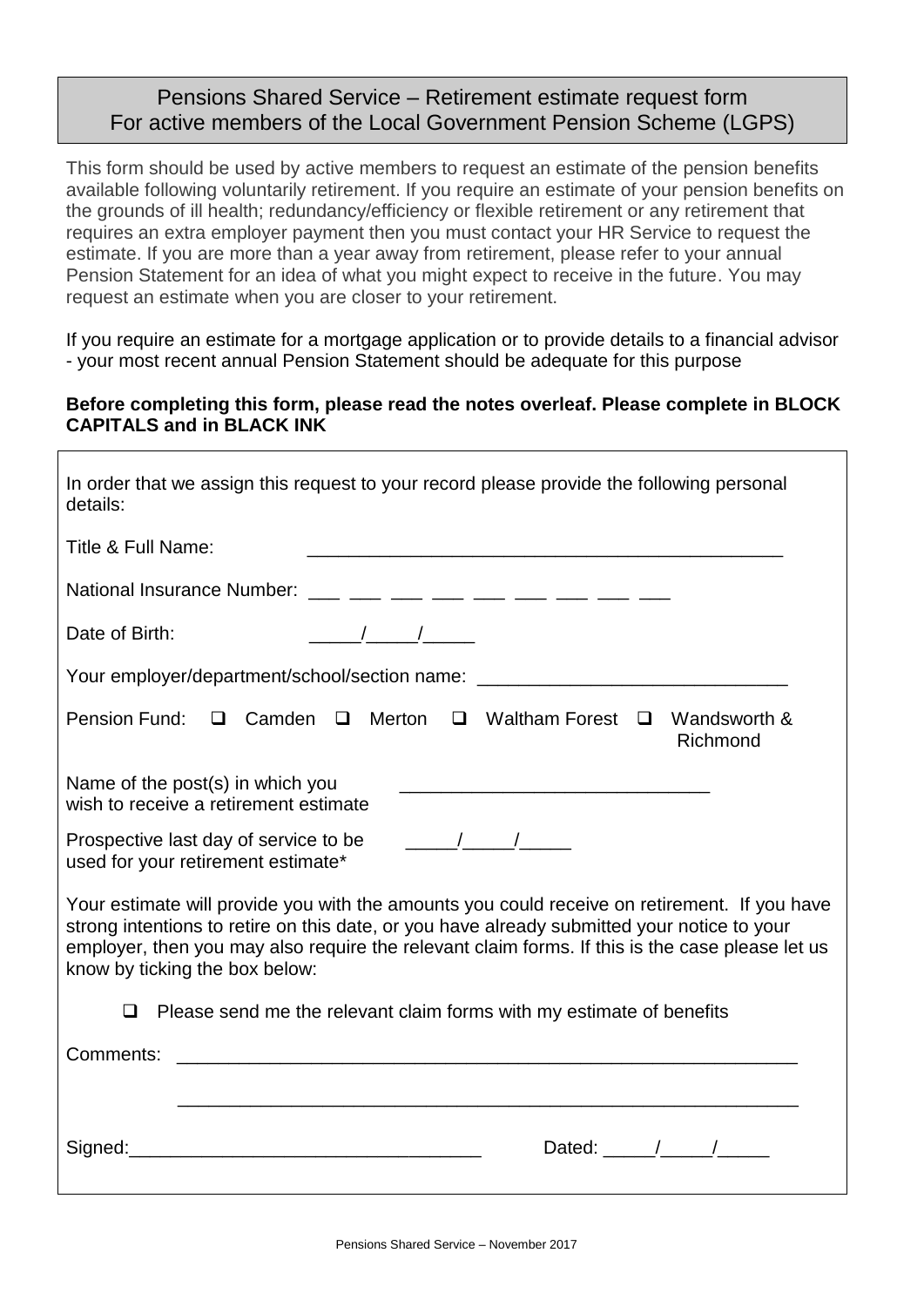# Pensions Shared Service – Retirement estimate request form
## For active members of the Local Government Pension Scheme (LGPS)

This form should be used by active members to request an estimate of the pension benefits available following voluntarily retirement. If you require an estimate of your pension benefits on the grounds of ill health; redundancy/efficiency or flexible retirement or any retirement that requires an extra employer payment then you must contact your HR Service to request the estimate. If you are more than a year away from retirement, please refer to your annual Pension Statement for an idea of what you might expect to receive in the future. You may request an estimate when you are closer to your retirement.

If you require an estimate for a mortgage application or to provide details to a financial advisor - your most recent annual Pension Statement should be adequate for this purpose

**Before completing this form, please read the notes overleaf. Please complete in BLOCK CAPITALS and in BLACK INK**

In order that we assign this request to your record please provide the following personal details:

Title & Full Name: _______________________________________________

National Insurance Number: ___ ___ ___ ___ ___ ___ ___ ___ ___

Date of Birth: _____/_____/_____

Your employer/department/school/section name: ______________________________

Pension Fund: ☐ Camden ☐ Merton ☐ Waltham Forest ☐ Wandsworth & Richmond

Name of the post(s) in which you wish to receive a retirement estimate ______________________________

Prospective last day of service to be used for your retirement estimate* _____/_____/_____

Your estimate will provide you with the amounts you could receive on retirement. If you have strong intentions to retire on this date, or you have already submitted your notice to your employer, then you may also require the relevant claim forms. If this is the case please let us know by ticking the box below:

☐ Please send me the relevant claim forms with my estimate of benefits

Comments: ______________________________________________________________

______________________________________________________________

Signed:_________________________________ Dated: _____/_____/_____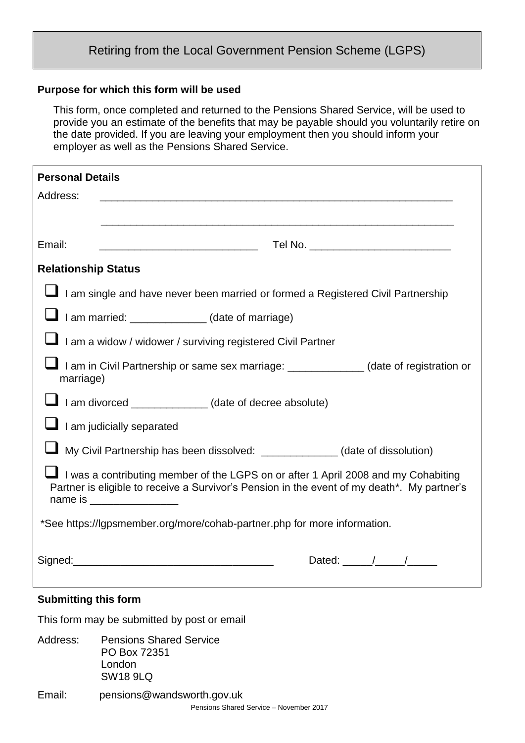# Retiring from the Local Government Pension Scheme (LGPS)

**Purpose for which this form will be used**

This form, once completed and returned to the Pensions Shared Service, will be used to provide you an estimate of the benefits that may be payable should you voluntarily retire on the date provided. If you are leaving your employment then you should inform your employer as well as the Pensions Shared Service.

**Personal Details**

Address: ____________________________________________________________

____________________________________________________________

Email: ___________________________ Tel No. ________________________

**Relationship Status**

- ☐ I am single and have never been married or formed a Registered Civil Partnership
- ☐ I am married: _____________ (date of marriage)
- ☐ I am a widow / widower / surviving registered Civil Partner
- ☐ I am in Civil Partnership or same sex marriage: _____________ (date of registration or marriage)
- ☐ I am divorced _____________ (date of decree absolute)
- ☐ I am judicially separated
- ☐ My Civil Partnership has been dissolved: _____________ (date of dissolution)
- ☐ I was a contributing member of the LGPS on or after 1 April 2008 and my Cohabiting Partner is eligible to receive a Survivor's Pension in the event of my death*. My partner's name is _______________

*See https://lgpsmember.org/more/cohab-partner.php for more information.

Signed:_________________________________ Dated: _____/_____/_____

**Submitting this form**

This form may be submitted by post or email

Address: Pensions Shared Service
PO Box 72351
London
SW18 9LQ

Email: pensions@wandsworth.gov.uk

Pensions Shared Service – November 2017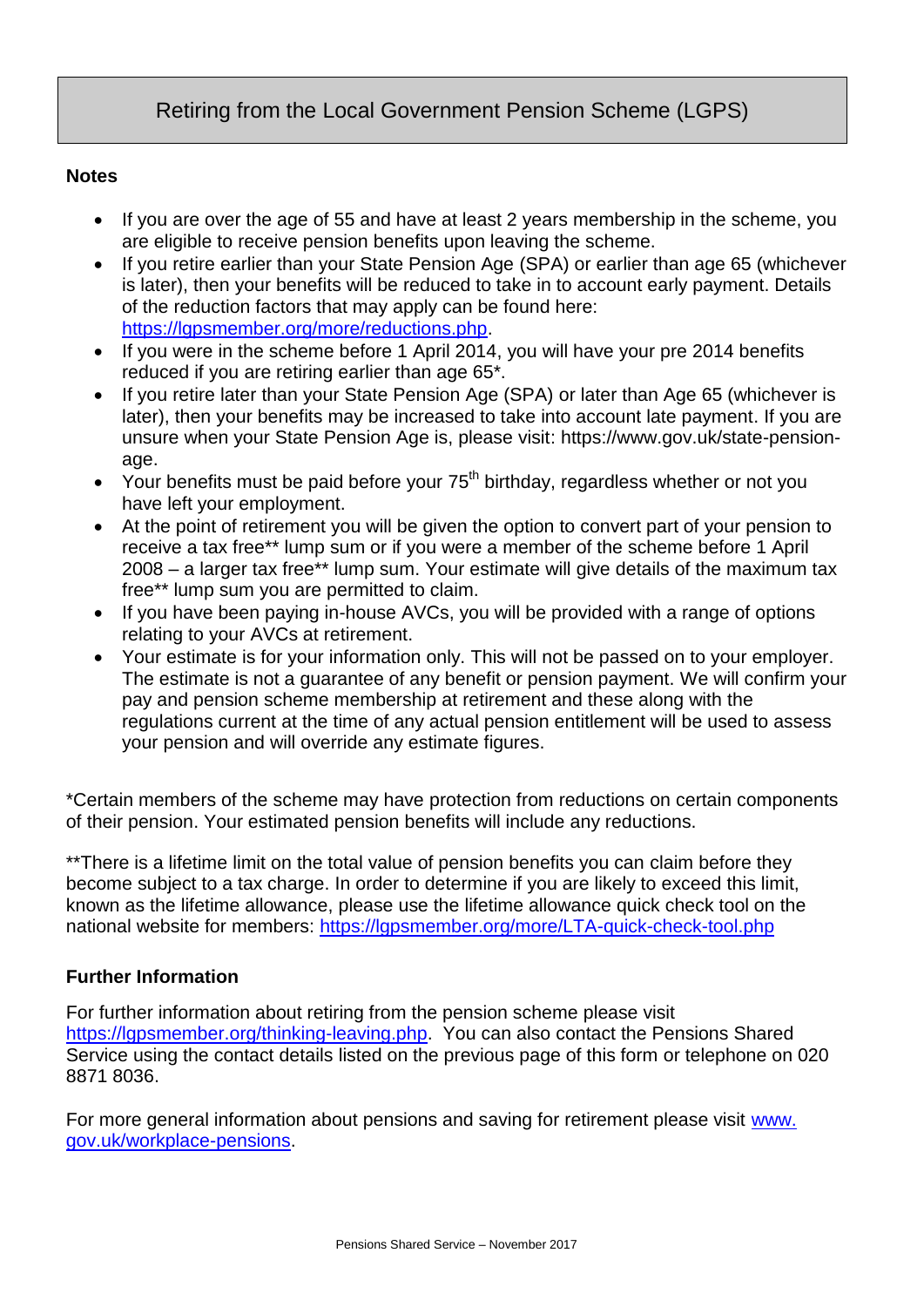# Retiring from the Local Government Pension Scheme (LGPS)

**Notes**

- If you are over the age of 55 and have at least 2 years membership in the scheme, you are eligible to receive pension benefits upon leaving the scheme.
- If you retire earlier than your State Pension Age (SPA) or earlier than age 65 (whichever is later), then your benefits will be reduced to take in to account early payment. Details of the reduction factors that may apply can be found here: https://lgpsmember.org/more/reductions.php.
- If you were in the scheme before 1 April 2014, you will have your pre 2014 benefits reduced if you are retiring earlier than age 65*.
- If you retire later than your State Pension Age (SPA) or later than Age 65 (whichever is later), then your benefits may be increased to take into account late payment. If you are unsure when your State Pension Age is, please visit: https://www.gov.uk/state-pension-age.
- Your benefits must be paid before your 75th birthday, regardless whether or not you have left your employment.
- At the point of retirement you will be given the option to convert part of your pension to receive a tax free** lump sum or if you were a member of the scheme before 1 April 2008 – a larger tax free** lump sum. Your estimate will give details of the maximum tax free** lump sum you are permitted to claim.
- If you have been paying in-house AVCs, you will be provided with a range of options relating to your AVCs at retirement.
- Your estimate is for your information only. This will not be passed on to your employer. The estimate is not a guarantee of any benefit or pension payment. We will confirm your pay and pension scheme membership at retirement and these along with the regulations current at the time of any actual pension entitlement will be used to assess your pension and will override any estimate figures.

*Certain members of the scheme may have protection from reductions on certain components of their pension. Your estimated pension benefits will include any reductions.

**There is a lifetime limit on the total value of pension benefits you can claim before they become subject to a tax charge. In order to determine if you are likely to exceed this limit, known as the lifetime allowance, please use the lifetime allowance quick check tool on the national website for members: https://lgpsmember.org/more/LTA-quick-check-tool.php

**Further Information**

For further information about retiring from the pension scheme please visit https://lgpsmember.org/thinking-leaving.php. You can also contact the Pensions Shared Service using the contact details listed on the previous page of this form or telephone on 020 8871 8036.

For more general information about pensions and saving for retirement please visit www.gov.uk/workplace-pensions.

Pensions Shared Service – November 2017